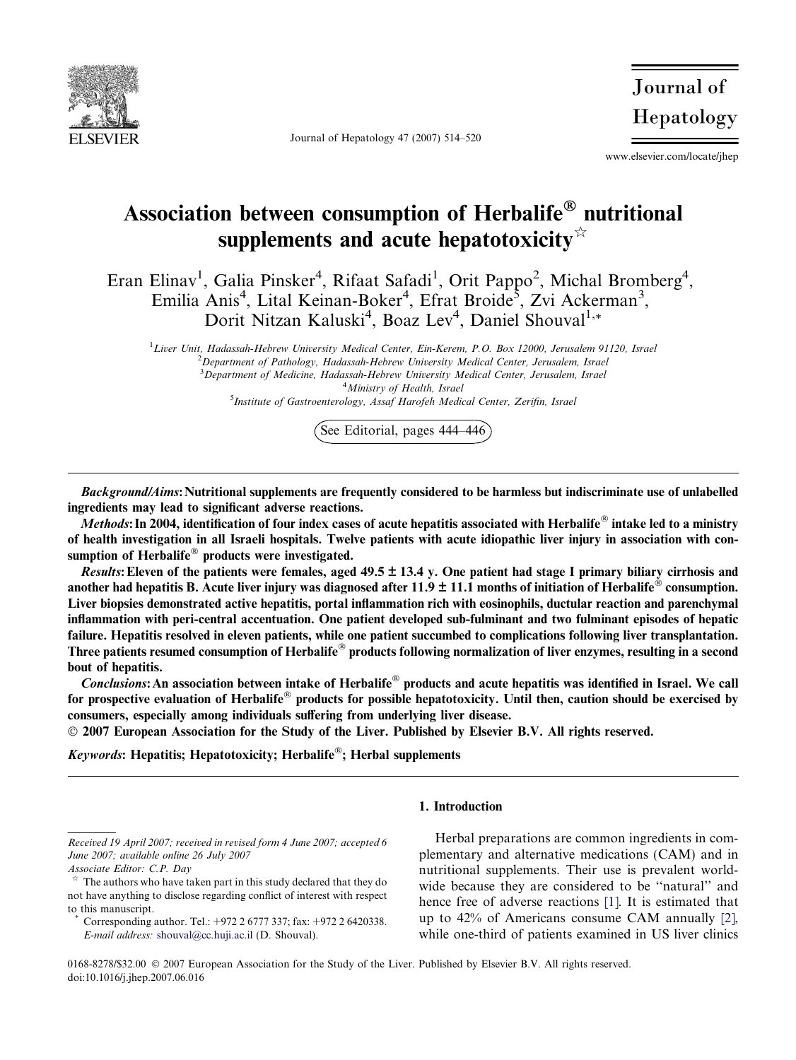# Association between consumption of Herbalife® nutritional supplements and acute hepatotoxicity☆

Eran Elinav[1], Galia Pinsker[4], Rifaat Safadi[1], Orit Pappo[2], Michal Bromberg[4], Emilia Anis[4], Lital Keinan-Boker[4], Efrat Broide[5], Zvi Ackerman[3], Dorit Nitzan Kaluski[4], Boaz Lev[4], Daniel Shouval[1,*]

[1]Liver Unit, Hadassah-Hebrew University Medical Center, Ein-Kerem, P.O. Box 12000, Jerusalem 91120, Israel
[2]Department of Pathology, Hadassah-Hebrew University Medical Center, Jerusalem, Israel
[3]Department of Medicine, Hadassah-Hebrew University Medical Center, Jerusalem, Israel
[4]Ministry of Health, Israel
[5]Institute of Gastroenterology, Assaf Harofeh Medical Center, Zerifin, Israel

See Editorial, pages 444–446

***Background/Aims*: Nutritional supplements are frequently considered to be harmless but indiscriminate use of unlabelled ingredients may lead to significant adverse reactions.**

***Methods*: In 2004, identification of four index cases of acute hepatitis associated with Herbalife® intake led to a ministry of health investigation in all Israeli hospitals. Twelve patients with acute idiopathic liver injury in association with consumption of Herbalife® products were investigated.**

***Results*: Eleven of the patients were females, aged 49.5 ± 13.4 y. One patient had stage I primary biliary cirrhosis and another had hepatitis B. Acute liver injury was diagnosed after 11.9 ± 11.1 months of initiation of Herbalife® consumption. Liver biopsies demonstrated active hepatitis, portal inflammation rich with eosinophils, ductular reaction and parenchymal inflammation with peri-central accentuation. One patient developed sub-fulminant and two fulminant episodes of hepatic failure. Hepatitis resolved in eleven patients, while one patient succumbed to complications following liver transplantation. Three patients resumed consumption of Herbalife® products following normalization of liver enzymes, resulting in a second bout of hepatitis.**

***Conclusions*: An association between intake of Herbalife® products and acute hepatitis was identified in Israel. We call for prospective evaluation of Herbalife® products for possible hepatotoxicity. Until then, caution should be exercised by consumers, especially among individuals suffering from underlying liver disease.**

**© 2007 European Association for the Study of the Liver. Published by Elsevier B.V. All rights reserved.**

***Keywords*: Hepatitis; Hepatotoxicity; Herbalife®; Herbal supplements**

## 1. Introduction

Herbal preparations are common ingredients in complementary and alternative medications (CAM) and in nutritional supplements. Their use is prevalent worldwide because they are considered to be ''natural'' and hence free of adverse reactions [1]. It is estimated that up to 42% of Americans consume CAM annually [2], while one-third of patients examined in US liver clinics

---

Received 19 April 2007; received in revised form 4 June 2007; accepted 6 June 2007; available online 26 July 2007

Associate Editor: C.P. Day

☆ The authors who have taken part in this study declared that they do not have anything to disclose regarding conflict of interest with respect to this manuscript.

\* Corresponding author. Tel.: +972 2 6777 337; fax: +972 2 6420338. *E-mail address:* shouval@cc.huji.ac.il (D. Shouval).

0168-8278/$32.00 © 2007 European Association for the Study of the Liver. Published by Elsevier B.V. All rights reserved.
doi:10.1016/j.jhep.2007.06.016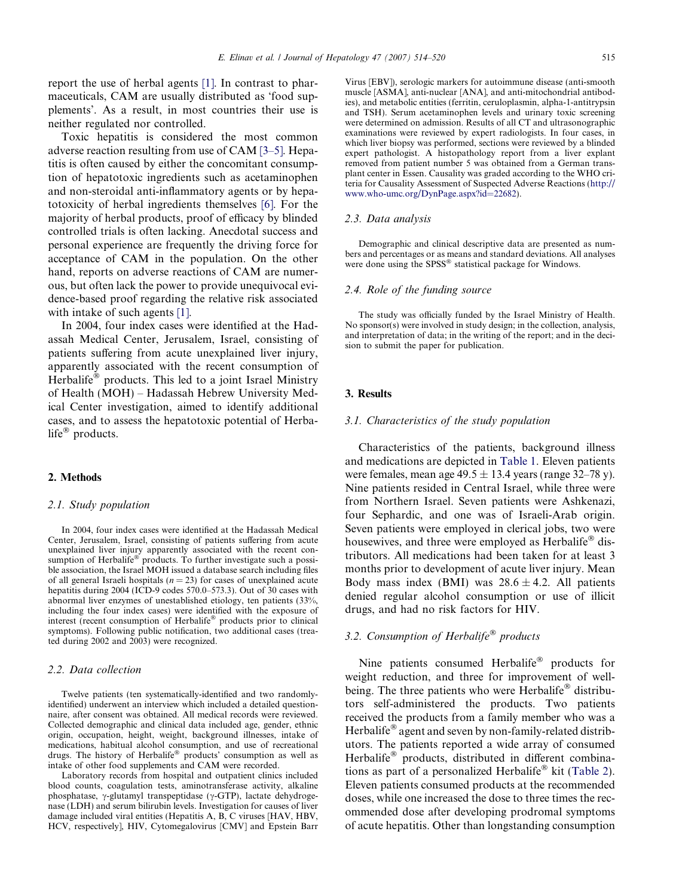report the use of herbal agents [1]. In contrast to pharmaceuticals, CAM are usually distributed as 'food supplements'. As a result, in most countries their use is neither regulated nor controlled.

Toxic hepatitis is considered the most common adverse reaction resulting from use of CAM [3–5]. Hepatitis is often caused by either the concomitant consumption of hepatotoxic ingredients such as acetaminophen and non-steroidal anti-inflammatory agents or by hepatotoxicity of herbal ingredients themselves [6]. For the majority of herbal products, proof of efficacy by blinded controlled trials is often lacking. Anecdotal success and personal experience are frequently the driving force for acceptance of CAM in the population. On the other hand, reports on adverse reactions of CAM are numerous, but often lack the power to provide unequivocal evidence-based proof regarding the relative risk associated with intake of such agents [1].

In 2004, four index cases were identified at the Hadassah Medical Center, Jerusalem, Israel, consisting of patients suffering from acute unexplained liver injury, apparently associated with the recent consumption of Herbalife® products. This led to a joint Israel Ministry of Health (MOH) – Hadassah Hebrew University Medical Center investigation, aimed to identify additional cases, and to assess the hepatotoxic potential of Herbalife® products.

## 2. Methods

### 2.1. Study population

In 2004, four index cases were identified at the Hadassah Medical Center, Jerusalem, Israel, consisting of patients suffering from acute unexplained liver injury apparently associated with the recent consumption of Herbalife® products. To further investigate such a possible association, the Israel MOH issued a database search including files of all general Israeli hospitals ($n = 23$) for cases of unexplained acute hepatitis during 2004 (ICD-9 codes 570.0–573.3). Out of 30 cases with abnormal liver enzymes of unestablished etiology, ten patients (33%, including the four index cases) were identified with the exposure of interest (recent consumption of Herbalife® products prior to clinical symptoms). Following public notification, two additional cases (treated during 2002 and 2003) were recognized.

### 2.2. Data collection

Twelve patients (ten systematically-identified and two randomly-identified) underwent an interview which included a detailed questionnaire, after consent was obtained. All medical records were reviewed. Collected demographic and clinical data included age, gender, ethnic origin, occupation, height, weight, background illnesses, intake of medications, habitual alcohol consumption, and use of recreational drugs. The history of Herbalife® products' consumption as well as intake of other food supplements and CAM were recorded.

Laboratory records from hospital and outpatient clinics included blood counts, coagulation tests, aminotransferase activity, alkaline phosphatase, γ-glutamyl transpeptidase (γ-GTP), lactate dehydrogenase (LDH) and serum bilirubin levels. Investigation for causes of liver damage included viral entities (Hepatitis A, B, C viruses [HAV, HBV, HCV, respectively], HIV, Cytomegalovirus [CMV] and Epstein Barr Virus [EBV]), serologic markers for autoimmune disease (anti-smooth muscle [ASMA], anti-nuclear [ANA], and anti-mitochondrial antibodies), and metabolic entities (ferritin, ceruloplasmin, alpha-1-antitrypsin and TSH). Serum acetaminophen levels and urinary toxic screening were determined on admission. Results of all CT and ultrasonographic examinations were reviewed by expert radiologists. In four cases, in which liver biopsy was performed, sections were reviewed by a blinded expert pathologist. A histopathology report from a liver explant removed from patient number 5 was obtained from a German transplant center in Essen. Causality was graded according to the WHO criteria for Causality Assessment of Suspected Adverse Reactions (http://www.who-umc.org/DynPage.aspx?id=22682).

### 2.3. Data analysis

Demographic and clinical descriptive data are presented as numbers and percentages or as means and standard deviations. All analyses were done using the SPSS® statistical package for Windows.

### 2.4. Role of the funding source

The study was officially funded by the Israel Ministry of Health. No sponsor(s) were involved in study design; in the collection, analysis, and interpretation of data; in the writing of the report; and in the decision to submit the paper for publication.

## 3. Results

### 3.1. Characteristics of the study population

Characteristics of the patients, background illness and medications are depicted in Table 1. Eleven patients were females, mean age $49.5 \pm 13.4$ years (range 32–78 y). Nine patients resided in Central Israel, while three were from Northern Israel. Seven patients were Ashkenazi, four Sephardic, and one was of Israeli-Arab origin. Seven patients were employed in clerical jobs, two were housewives, and three were employed as Herbalife® distributors. All medications had been taken for at least 3 months prior to development of acute liver injury. Mean Body mass index (BMI) was $28.6 \pm 4.2$. All patients denied regular alcohol consumption or use of illicit drugs, and had no risk factors for HIV.

### 3.2. Consumption of Herbalife® products

Nine patients consumed Herbalife® products for weight reduction, and three for improvement of well-being. The three patients who were Herbalife® distributors self-administered the products. Two patients received the products from a family member who was a Herbalife® agent and seven by non-family-related distributors. The patients reported a wide array of consumed Herbalife® products, distributed in different combinations as part of a personalized Herbalife® kit (Table 2). Eleven patients consumed products at the recommended doses, while one increased the dose to three times the recommended dose after developing prodromal symptoms of acute hepatitis. Other than longstanding consumption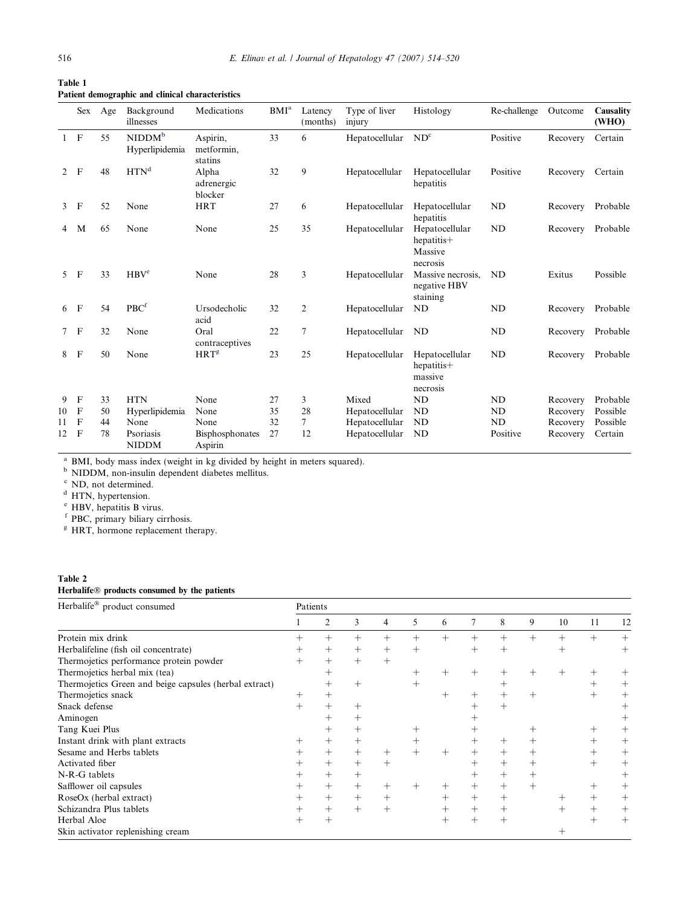**Table 1**
**Patient demographic and clinical characteristics**

| | Sex | Age | Background illnesses | Medications | BMI[a] | Latency (months) | Type of liver injury | Histology | Re-challenge | Outcome | Causality (WHO) |
|---|---|---|---|---|---|---|---|---|---|---|---|
| 1 | F | 55 | NIDDM[b] Hyperlipidemia | Aspirin, metformin, statins | 33 | 6 | Hepatocellular | ND[c] | Positive | Recovery | Certain |
| 2 | F | 48 | HTN[d] | Alpha adrenergic blocker | 32 | 9 | Hepatocellular | Hepatocellular hepatitis | Positive | Recovery | Certain |
| 3 | F | 52 | None | HRT | 27 | 6 | Hepatocellular | Hepatocellular hepatitis | ND | Recovery | Probable |
| 4 | M | 65 | None | None | 25 | 35 | Hepatocellular | Hepatocellular hepatitis+ Massive necrosis | ND | Recovery | Probable |
| 5 | F | 33 | HBV[e] | None | 28 | 3 | Hepatocellular | Massive necrosis, negative HBV staining | ND | Exitus | Possible |
| 6 | F | 54 | PBC[f] | Ursodecholic acid | 32 | 2 | Hepatocellular | ND | ND | Recovery | Probable |
| 7 | F | 32 | None | Oral contraceptives | 22 | 7 | Hepatocellular | ND | ND | Recovery | Probable |
| 8 | F | 50 | None | HRT[g] | 23 | 25 | Hepatocellular | Hepatocellular hepatitis+ massive necrosis | ND | Recovery | Probable |
| 9 | F | 33 | HTN | None | 27 | 3 | Mixed | ND | ND | Recovery | Probable |
| 10 | F | 50 | Hyperlipidemia | None | 35 | 28 | Hepatocellular | ND | ND | Recovery | Possible |
| 11 | F | 44 | None | None | 32 | 7 | Hepatocellular | ND | ND | Recovery | Possible |
| 12 | F | 78 | Psoriasis NIDDM | Bisphosphonates Aspirin | 27 | 12 | Hepatocellular | ND | Positive | Recovery | Certain |

[a] BMI, body mass index (weight in kg divided by height in meters squared).
[b] NIDDM, non-insulin dependent diabetes mellitus.
[c] ND, not determined.
[d] HTN, hypertension.
[e] HBV, hepatitis B virus.
[f] PBC, primary biliary cirrhosis.
[g] HRT, hormone replacement therapy.

**Table 2**
**Herbalife® products consumed by the patients**

| Herbalife® product consumed | Patients | | | | | | | | | | | |
|---|---|---|---|---|---|---|---|---|---|---|---|---|
| | 1 | 2 | 3 | 4 | 5 | 6 | 7 | 8 | 9 | 10 | 11 | 12 |
| Protein mix drink | + | + | + | + | + | + | + | + | + | + | + | + |
| Herbalifeline (fish oil concentrate) | + | + | + | + | + | | + | + | | + | | + |
| Thermojetics performance protein powder | + | + | + | + | | | | | | | | |
| Thermojetics herbal mix (tea) | | + | | | + | + | + | + | + | + | + | + |
| Thermojetics Green and beige capsules (herbal extract) | | + | + | | + | | | + | | | + | + |
| Thermojetics snack | + | + | | | | + | + | + | + | | + | + |
| Snack defense | + | + | + | | | | + | + | | | | + |
| Aminogen | | + | + | | | | + | | | | | + |
| Tang Kuei Plus | | + | + | | + | | + | | + | | + | + |
| Instant drink with plant extracts | + | + | + | | + | | + | + | + | | + | + |
| Sesame and Herbs tablets | + | + | + | + | + | + | + | + | + | | + | + |
| Activated fiber | + | + | + | + | | | + | + | + | | + | + |
| N-R-G tablets | + | + | + | | | | + | + | + | | | + |
| Safflower oil capsules | + | + | + | + | + | + | + | + | + | | + | + |
| RoseOx (herbal extract) | + | + | + | + | | + | + | + | | + | + | + |
| Schizandra Plus tablets | + | + | + | + | | + | + | + | | + | + | + |
| Herbal Aloe | + | + | | | | + | + | + | | | + | + |
| Skin activator replenishing cream | | | | | | | | | | + | | |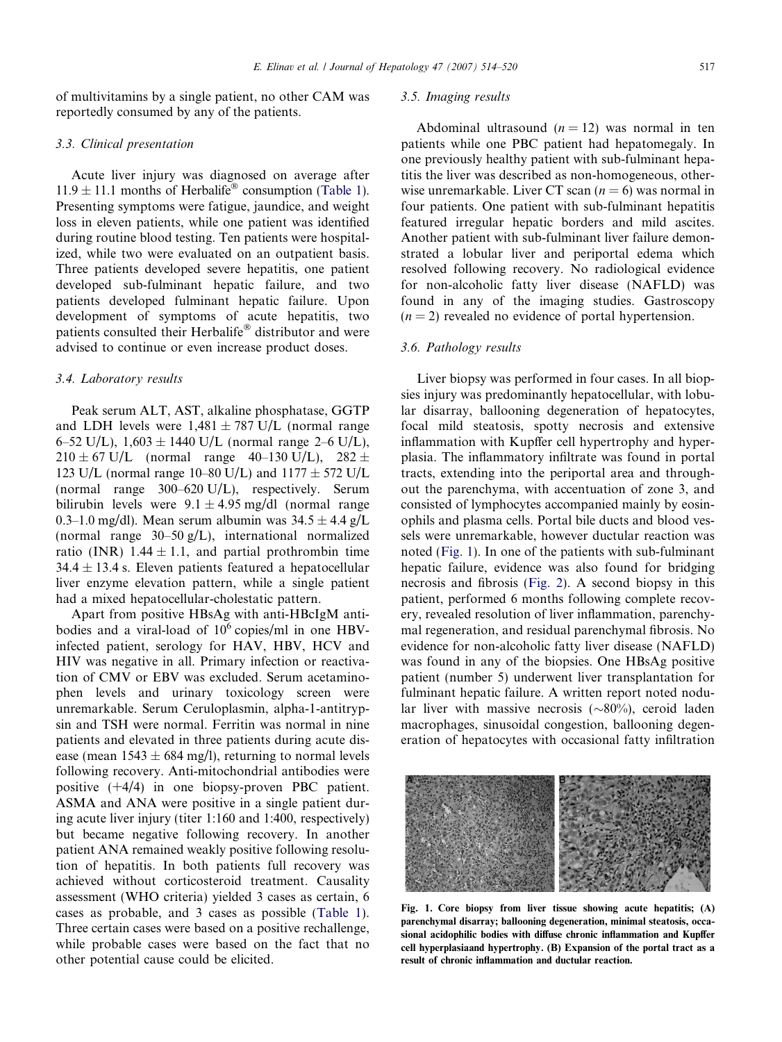of multivitamins by a single patient, no other CAM was reportedly consumed by any of the patients.

### 3.3. Clinical presentation

Acute liver injury was diagnosed on average after $11.9 \pm 11.1$ months of Herbalife® consumption (Table 1). Presenting symptoms were fatigue, jaundice, and weight loss in eleven patients, while one patient was identified during routine blood testing. Ten patients were hospitalized, while two were evaluated on an outpatient basis. Three patients developed severe hepatitis, one patient developed sub-fulminant hepatic failure, and two patients developed fulminant hepatic failure. Upon development of symptoms of acute hepatitis, two patients consulted their Herbalife® distributor and were advised to continue or even increase product doses.

### 3.4. Laboratory results

Peak serum ALT, AST, alkaline phosphatase, GGTP and LDH levels were $1,481 \pm 787$ U/L (normal range 6–52 U/L), $1,603 \pm 1440$ U/L (normal range 2–6 U/L), $210 \pm 67$ U/L (normal range 40–130 U/L), $282 \pm 123$ U/L (normal range 10–80 U/L) and $1177 \pm 572$ U/L (normal range 300–620 U/L), respectively. Serum bilirubin levels were $9.1 \pm 4.95$ mg/dl (normal range 0.3–1.0 mg/dl). Mean serum albumin was $34.5 \pm 4.4$ g/L (normal range 30–50 g/L), international normalized ratio (INR) $1.44 \pm 1.1$, and partial prothrombin time $34.4 \pm 13.4$ s. Eleven patients featured a hepatocellular liver enzyme elevation pattern, while a single patient had a mixed hepatocellular-cholestatic pattern.

Apart from positive HBsAg with anti-HBcIgM antibodies and a viral-load of $10^6$ copies/ml in one HBV-infected patient, serology for HAV, HBV, HCV and HIV was negative in all. Primary infection or reactivation of CMV or EBV was excluded. Serum acetaminophen levels and urinary toxicology screen were unremarkable. Serum Ceruloplasmin, alpha-1-antitrypsin and TSH were normal. Ferritin was normal in nine patients and elevated in three patients during acute disease (mean $1543 \pm 684$ mg/l), returning to normal levels following recovery. Anti-mitochondrial antibodies were positive (+4/4) in one biopsy-proven PBC patient. ASMA and ANA were positive in a single patient during acute liver injury (titer 1:160 and 1:400, respectively) but became negative following recovery. In another patient ANA remained weakly positive following resolution of hepatitis. In both patients full recovery was achieved without corticosteroid treatment. Causality assessment (WHO criteria) yielded 3 cases as certain, 6 cases as probable, and 3 cases as possible (Table 1). Three certain cases were based on a positive rechallenge, while probable cases were based on the fact that no other potential cause could be elicited.

### 3.5. Imaging results

Abdominal ultrasound ($n = 12$) was normal in ten patients while one PBC patient had hepatomegaly. In one previously healthy patient with sub-fulminant hepatitis the liver was described as non-homogeneous, otherwise unremarkable. Liver CT scan ($n = 6$) was normal in four patients. One patient with sub-fulminant hepatitis featured irregular hepatic borders and mild ascites. Another patient with sub-fulminant liver failure demonstrated a lobular liver and periportal edema which resolved following recovery. No radiological evidence for non-alcoholic fatty liver disease (NAFLD) was found in any of the imaging studies. Gastroscopy ($n = 2$) revealed no evidence of portal hypertension.

### 3.6. Pathology results

Liver biopsy was performed in four cases. In all biopsies injury was predominantly hepatocellular, with lobular disarray, ballooning degeneration of hepatocytes, focal mild steatosis, spotty necrosis and extensive inflammation with Kupffer cell hypertrophy and hyperplasia. The inflammatory infiltrate was found in portal tracts, extending into the periportal area and throughout the parenchyma, with accentuation of zone 3, and consisted of lymphocytes accompanied mainly by eosinophils and plasma cells. Portal bile ducts and blood vessels were unremarkable, however ductular reaction was noted (Fig. 1). In one of the patients with sub-fulminant hepatic failure, evidence was also found for bridging necrosis and fibrosis (Fig. 2). A second biopsy in this patient, performed 6 months following complete recovery, revealed resolution of liver inflammation, parenchymal regeneration, and residual parenchymal fibrosis. No evidence for non-alcoholic fatty liver disease (NAFLD) was found in any of the biopsies. One HBsAg positive patient (number 5) underwent liver transplantation for fulminant hepatic failure. A written report noted nodular liver with massive necrosis (~80%), ceroid laden macrophages, sinusoidal congestion, ballooning degeneration of hepatocytes with occasional fatty infiltration

**Fig. 1. Core biopsy from liver tissue showing acute hepatitis; (A) parenchymal disarray; ballooning degeneration, minimal steatosis, occasional acidophilic bodies with diffuse chronic inflammation and Kupffer cell hyperplasiaand hypertrophy. (B) Expansion of the portal tract as a result of chronic inflammation and ductular reaction.**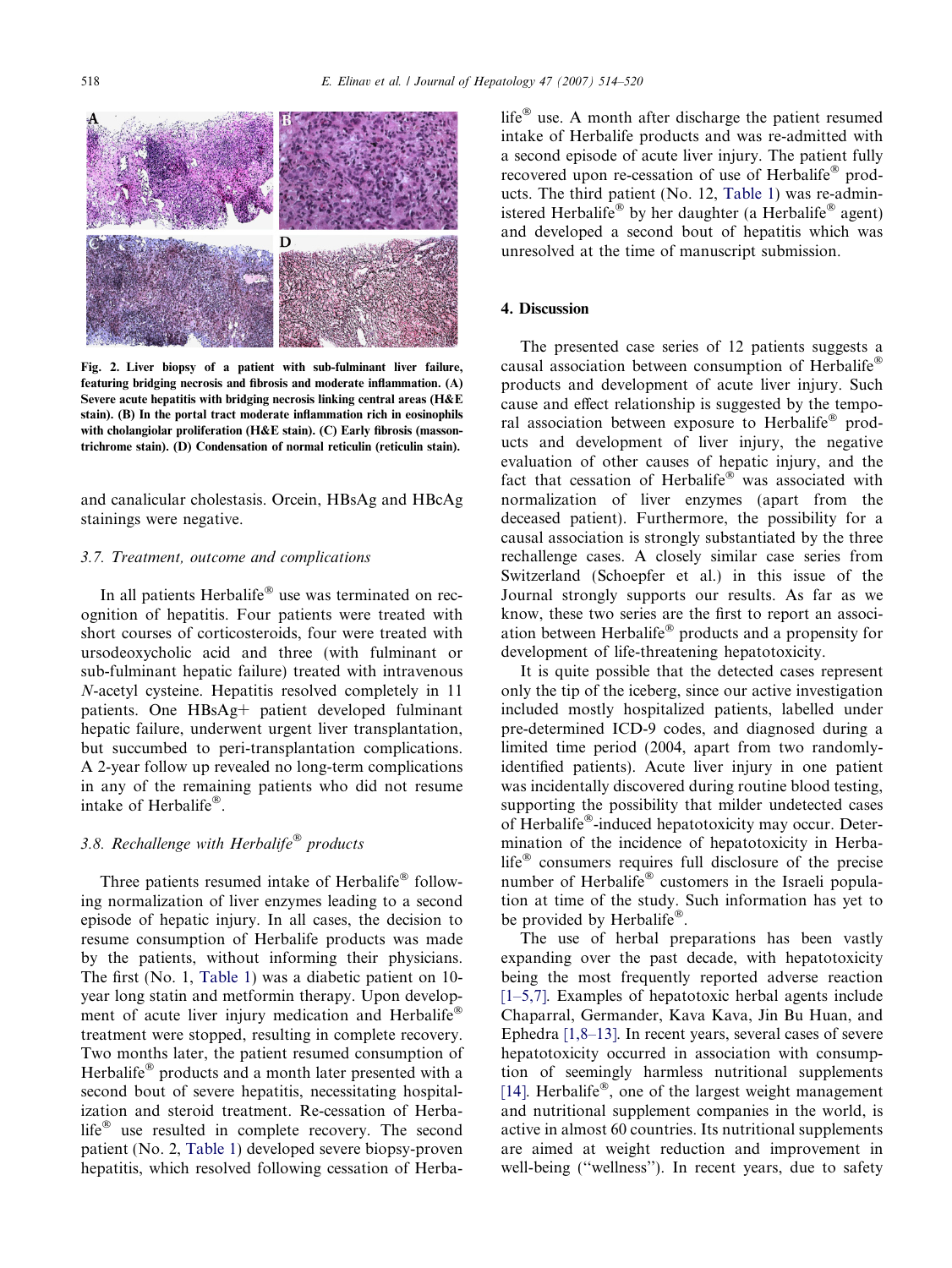Fig. 2. Liver biopsy of a patient with sub-fulminant liver failure, featuring bridging necrosis and fibrosis and moderate inflammation. (A) Severe acute hepatitis with bridging necrosis linking central areas (H&E stain). (B) In the portal tract moderate inflammation rich in eosinophils with cholangiolar proliferation (H&E stain). (C) Early fibrosis (massontrichrome stain). (D) Condensation of normal reticulin (reticulin stain).

and canalicular cholestasis. Orcein, HBsAg and HBcAg stainings were negative.

### 3.7. Treatment, outcome and complications

In all patients Herbalife® use was terminated on recognition of hepatitis. Four patients were treated with short courses of corticosteroids, four were treated with ursodeoxycholic acid and three (with fulminant or sub-fulminant hepatic failure) treated with intravenous *N*-acetyl cysteine. Hepatitis resolved completely in 11 patients. One HBsAg+ patient developed fulminant hepatic failure, underwent urgent liver transplantation, but succumbed to peri-transplantation complications. A 2-year follow up revealed no long-term complications in any of the remaining patients who did not resume intake of Herbalife®.

### 3.8. Rechallenge with Herbalife® products

Three patients resumed intake of Herbalife® following normalization of liver enzymes leading to a second episode of hepatic injury. In all cases, the decision to resume consumption of Herbalife products was made by the patients, without informing their physicians. The first (No. 1, Table 1) was a diabetic patient on 10-year long statin and metformin therapy. Upon development of acute liver injury medication and Herbalife® treatment were stopped, resulting in complete recovery. Two months later, the patient resumed consumption of Herbalife® products and a month later presented with a second bout of severe hepatitis, necessitating hospitalization and steroid treatment. Re-cessation of Herbalife® use resulted in complete recovery. The second patient (No. 2, Table 1) developed severe biopsy-proven hepatitis, which resolved following cessation of Herbalife® use. A month after discharge the patient resumed intake of Herbalife products and was re-admitted with a second episode of acute liver injury. The patient fully recovered upon re-cessation of use of Herbalife® products. The third patient (No. 12, Table 1) was re-administered Herbalife® by her daughter (a Herbalife® agent) and developed a second bout of hepatitis which was unresolved at the time of manuscript submission.

## 4. Discussion

The presented case series of 12 patients suggests a causal association between consumption of Herbalife® products and development of acute liver injury. Such cause and effect relationship is suggested by the temporal association between exposure to Herbalife® products and development of liver injury, the negative evaluation of other causes of hepatic injury, and the fact that cessation of Herbalife® was associated with normalization of liver enzymes (apart from the deceased patient). Furthermore, the possibility for a causal association is strongly substantiated by the three rechallenge cases. A closely similar case series from Switzerland (Schoepfer et al.) in this issue of the Journal strongly supports our results. As far as we know, these two series are the first to report an association between Herbalife® products and a propensity for development of life-threatening hepatotoxicity.

It is quite possible that the detected cases represent only the tip of the iceberg, since our active investigation included mostly hospitalized patients, labelled under pre-determined ICD-9 codes, and diagnosed during a limited time period (2004, apart from two randomly-identified patients). Acute liver injury in one patient was incidentally discovered during routine blood testing, supporting the possibility that milder undetected cases of Herbalife®-induced hepatotoxicity may occur. Determination of the incidence of hepatotoxicity in Herbalife® consumers requires full disclosure of the precise number of Herbalife® customers in the Israeli population at time of the study. Such information has yet to be provided by Herbalife®.

The use of herbal preparations has been vastly expanding over the past decade, with hepatotoxicity being the most frequently reported adverse reaction [1–5,7]. Examples of hepatotoxic herbal agents include Chaparral, Germander, Kava Kava, Jin Bu Huan, and Ephedra [1,8–13]. In recent years, several cases of severe hepatotoxicity occurred in association with consumption of seemingly harmless nutritional supplements [14]. Herbalife®, one of the largest weight management and nutritional supplement companies in the world, is active in almost 60 countries. Its nutritional supplements are aimed at weight reduction and improvement in well-being (''wellness''). In recent years, due to safety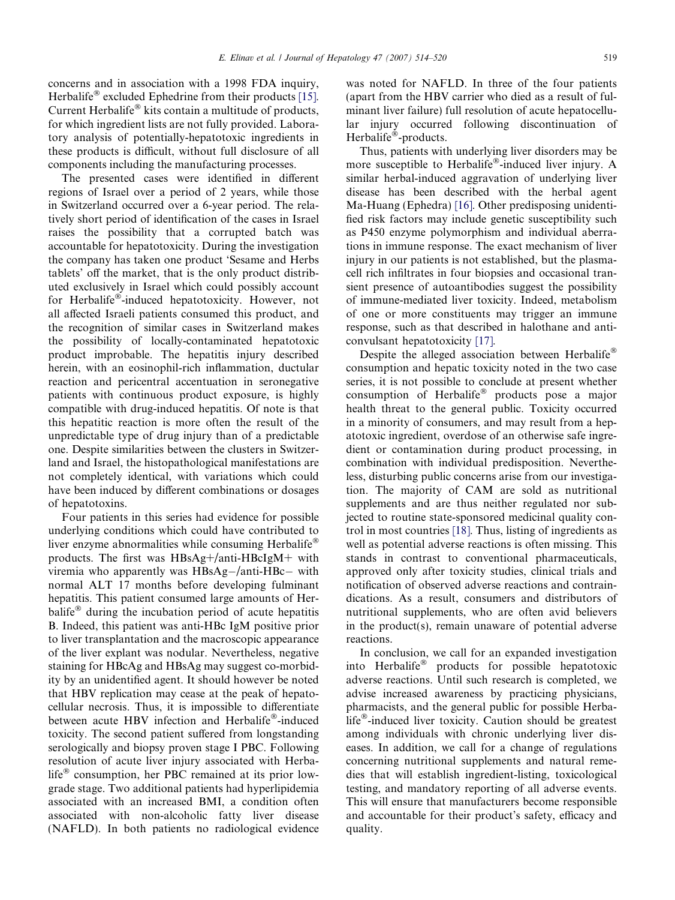concerns and in association with a 1998 FDA inquiry, Herbalife® excluded Ephedrine from their products [15]. Current Herbalife® kits contain a multitude of products, for which ingredient lists are not fully provided. Laboratory analysis of potentially-hepatotoxic ingredients in these products is difficult, without full disclosure of all components including the manufacturing processes.

The presented cases were identified in different regions of Israel over a period of 2 years, while those in Switzerland occurred over a 6-year period. The relatively short period of identification of the cases in Israel raises the possibility that a corrupted batch was accountable for hepatotoxicity. During the investigation the company has taken one product 'Sesame and Herbs tablets' off the market, that is the only product distributed exclusively in Israel which could possibly account for Herbalife®-induced hepatotoxicity. However, not all affected Israeli patients consumed this product, and the recognition of similar cases in Switzerland makes the possibility of locally-contaminated hepatotoxic product improbable. The hepatitis injury described herein, with an eosinophil-rich inflammation, ductular reaction and pericentral accentuation in seronegative patients with continuous product exposure, is highly compatible with drug-induced hepatitis. Of note is that this hepatic reaction is more often the result of the unpredictable type of drug injury than of a predictable one. Despite similarities between the clusters in Switzerland and Israel, the histopathological manifestations are not completely identical, with variations which could have been induced by different combinations or dosages of hepatotoxins.

Four patients in this series had evidence for possible underlying conditions which could have contributed to liver enzyme abnormalities while consuming Herbalife® products. The first was HBsAg+/anti-HBcIgM+ with viremia who apparently was HBsAg−/anti-HBc− with normal ALT 17 months before developing fulminant hepatitis. This patient consumed large amounts of Herbalife® during the incubation period of acute hepatitis B. Indeed, this patient was anti-HBc IgM positive prior to liver transplantation and the macroscopic appearance of the liver explant was nodular. Nevertheless, negative staining for HBcAg and HBsAg may suggest co-morbidity by an unidentified agent. It should however be noted that HBV replication may cease at the peak of hepatocellular necrosis. Thus, it is impossible to differentiate between acute HBV infection and Herbalife®-induced toxicity. The second patient suffered from longstanding serologically and biopsy proven stage I PBC. Following resolution of acute liver injury associated with Herbalife® consumption, her PBC remained at its prior low-grade stage. Two additional patients had hyperlipidemia associated with an increased BMI, a condition often associated with non-alcoholic fatty liver disease (NAFLD). In both patients no radiological evidence was noted for NAFLD. In three of the four patients (apart from the HBV carrier who died as a result of fulminant liver failure) full resolution of acute hepatocellular injury occurred following discontinuation of Herbalife®-products.

Thus, patients with underlying liver disorders may be more susceptible to Herbalife®-induced liver injury. A similar herbal-induced aggravation of underlying liver disease has been described with the herbal agent Ma-Huang (Ephedra) [16]. Other predisposing unidentified risk factors may include genetic susceptibility such as P450 enzyme polymorphism and individual aberrations in immune response. The exact mechanism of liver injury in our patients is not established, but the plasma-cell rich infiltrates in four biopsies and occasional transient presence of autoantibodies suggest the possibility of immune-mediated liver toxicity. Indeed, metabolism of one or more constituents may trigger an immune response, such as that described in halothane and anticonvulsant hepatotoxicity [17].

Despite the alleged association between Herbalife® consumption and hepatic toxicity noted in the two case series, it is not possible to conclude at present whether consumption of Herbalife® products pose a major health threat to the general public. Toxicity occurred in a minority of consumers, and may result from a hepatotoxic ingredient, overdose of an otherwise safe ingredient or contamination during product processing, in combination with individual predisposition. Nevertheless, disturbing public concerns arise from our investigation. The majority of CAM are sold as nutritional supplements and are thus neither regulated nor subjected to routine state-sponsored medicinal quality control in most countries [18]. Thus, listing of ingredients as well as potential adverse reactions is often missing. This stands in contrast to conventional pharmaceuticals, approved only after toxicity studies, clinical trials and notification of observed adverse reactions and contraindications. As a result, consumers and distributors of nutritional supplements, who are often avid believers in the product(s), remain unaware of potential adverse reactions.

In conclusion, we call for an expanded investigation into Herbalife® products for possible hepatotoxic adverse reactions. Until such research is completed, we advise increased awareness by practicing physicians, pharmacists, and the general public for possible Herbalife®-induced liver toxicity. Caution should be greatest among individuals with chronic underlying liver diseases. In addition, we call for a change of regulations concerning nutritional supplements and natural remedies that will establish ingredient-listing, toxicological testing, and mandatory reporting of all adverse events. This will ensure that manufacturers become responsible and accountable for their product's safety, efficacy and quality.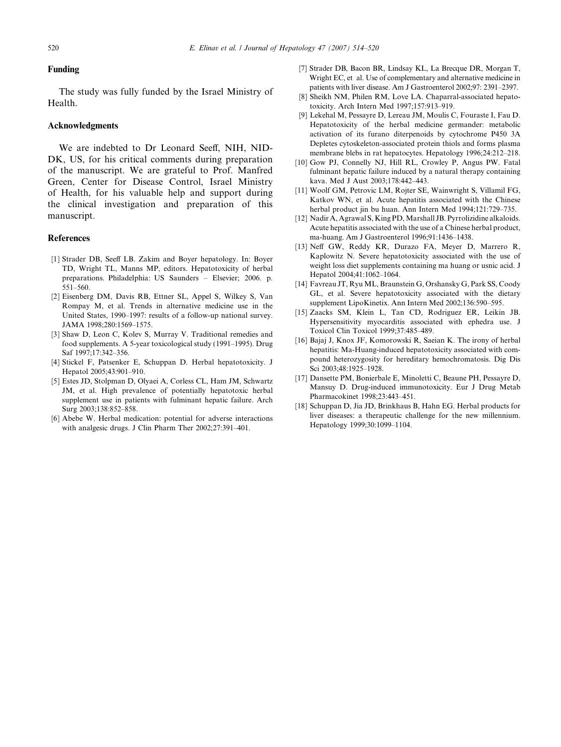## Funding

The study was fully funded by the Israel Ministry of Health.

## Acknowledgments

We are indebted to Dr Leonard Seeff, NIH, NID-DK, US, for his critical comments during preparation of the manuscript. We are grateful to Prof. Manfred Green, Center for Disease Control, Israel Ministry of Health, for his valuable help and support during the clinical investigation and preparation of this manuscript.

## References

[1] Strader DB, Seeff LB. Zakim and Boyer hepatology. In: Boyer TD, Wright TL, Manns MP, editors. Hepatotoxicity of herbal preparations. Philadelphia: US Saunders – Elsevier; 2006. p. 551–560.

[2] Eisenberg DM, Davis RB, Ettner SL, Appel S, Wilkey S, Van Rompay M, et al. Trends in alternative medicine use in the United States, 1990–1997: results of a follow-up national survey. JAMA 1998;280:1569–1575.

[3] Shaw D, Leon C, Kolev S, Murray V. Traditional remedies and food supplements. A 5-year toxicological study (1991–1995). Drug Saf 1997;17:342–356.

[4] Stickel F, Patsenker E, Schuppan D. Herbal hepatotoxicity. J Hepatol 2005;43:901–910.

[5] Estes JD, Stolpman D, Olyaei A, Corless CL, Ham JM, Schwartz JM, et al. High prevalence of potentially hepatotoxic herbal supplement use in patients with fulminant hepatic failure. Arch Surg 2003;138:852–858.

[6] Abebe W. Herbal medication: potential for adverse interactions with analgesic drugs. J Clin Pharm Ther 2002;27:391–401.

[7] Strader DB, Bacon BR, Lindsay KL, La Brecque DR, Morgan T, Wright EC, et al. Use of complementary and alternative medicine in patients with liver disease. Am J Gastroenterol 2002;97: 2391–2397.

[8] Sheikh NM, Philen RM, Love LA. Chaparral-associated hepatotoxicity. Arch Intern Med 1997;157:913–919.

[9] Lekehal M, Pessayre D, Lereau JM, Moulis C, Fouraste I, Fau D. Hepatotoxicity of the herbal medicine germander: metabolic activation of its furano diterpenoids by cytochrome P450 3A Depletes cytoskeleton-associated protein thiols and forms plasma membrane blebs in rat hepatocytes. Hepatology 1996;24:212–218.

[10] Gow PJ, Connelly NJ, Hill RL, Crowley P, Angus PW. Fatal fulminant hepatic failure induced by a natural therapy containing kava. Med J Aust 2003;178:442–443.

[11] Woolf GM, Petrovic LM, Rojter SE, Wainwright S, Villamil FG, Katkov WN, et al. Acute hepatitis associated with the Chinese herbal product jin bu huan. Ann Intern Med 1994;121:729–735.

[12] Nadir A, Agrawal S, King PD, Marshall JB. Pyrrolizidine alkaloids. Acute hepatitis associated with the use of a Chinese herbal product, ma-huang. Am J Gastroenterol 1996;91:1436–1438.

[13] Neff GW, Reddy KR, Durazo FA, Meyer D, Marrero R, Kaplowitz N. Severe hepatotoxicity associated with the use of weight loss diet supplements containing ma huang or usnic acid. J Hepatol 2004;41:1062–1064.

[14] Favreau JT, Ryu ML, Braunstein G, Orshansky G, Park SS, Coody GL, et al. Severe hepatotoxicity associated with the dietary supplement LipoKinetix. Ann Intern Med 2002;136:590–595.

[15] Zaacks SM, Klein L, Tan CD, Rodriguez ER, Leikin JB. Hypersensitivity myocarditis associated with ephedra use. J Toxicol Clin Toxicol 1999;37:485–489.

[16] Bajaj J, Knox JF, Komorowski R, Saeian K. The irony of herbal hepatitis: Ma-Huang-induced hepatotoxicity associated with compound heterozygosity for hereditary hemochromatosis. Dig Dis Sci 2003;48:1925–1928.

[17] Dansette PM, Bonierbale E, Minoletti C, Beaune PH, Pessayre D, Mansuy D. Drug-induced immunotoxicity. Eur J Drug Metab Pharmacokinet 1998;23:443–451.

[18] Schuppan D, Jia JD, Brinkhaus B, Hahn EG. Herbal products for liver diseases: a therapeutic challenge for the new millennium. Hepatology 1999;30:1099–1104.